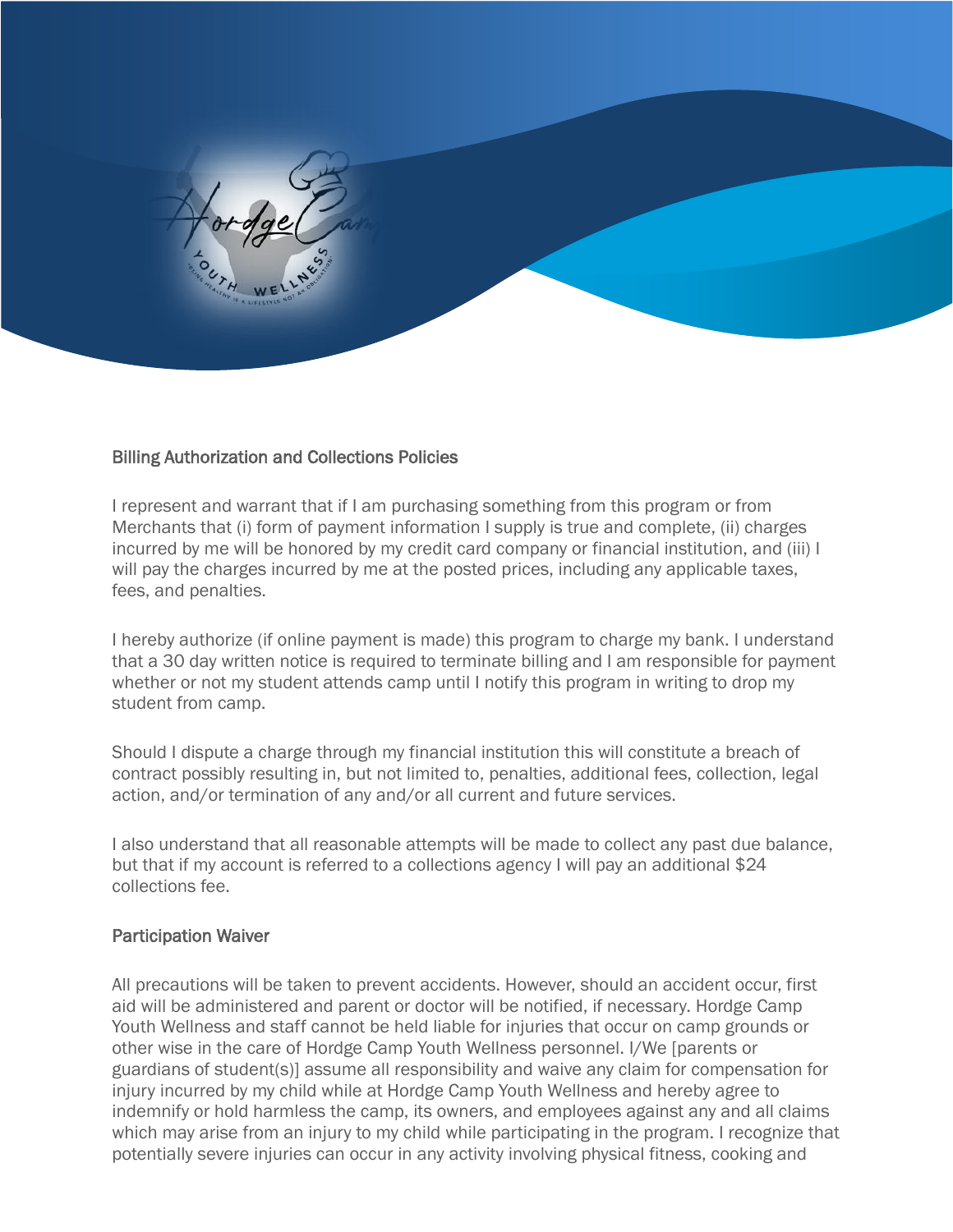## Billing Authorization and Collections Policies

I represent and warrant that if I am purchasing something from this program or from Merchants that (i) form of payment information I supply is true and complete, (ii) charges incurred by me will be honored by my credit card company or financial institution, and (iii) I will pay the charges incurred by me at the posted prices, including any applicable taxes, fees, and penalties.

I hereby authorize (if online payment is made) this program to charge my bank. I understand that a 30 day written notice is required to terminate billing and I am responsible for payment whether or not my student attends camp until I notify this program in writing to drop my student from camp.

Should I dispute a charge through my financial institution this will constitute a breach of contract possibly resulting in, but not limited to, penalties, additional fees, collection, legal action, and/or termination of any and/or all current and future services.

I also understand that all reasonable attempts will be made to collect any past due balance, but that if my account is referred to a collections agency I will pay an additional $24 collections fee.

## Participation Waiver

All precautions will be taken to prevent accidents. However, should an accident occur, first aid will be administered and parent or doctor will be notified, if necessary. Hordge Camp Youth Wellness and staff cannot be held liable for injuries that occur on camp grounds or other wise in the care of Hordge Camp Youth Wellness personnel. I/We [parents or guardians of student(s)] assume all responsibility and waive any claim for compensation for injury incurred by my child while at Hordge Camp Youth Wellness and hereby agree to indemnify or hold harmless the camp, its owners, and employees against any and all claims which may arise from an injury to my child while participating in the program. I recognize that potentially severe injuries can occur in any activity involving physical fitness, cooking and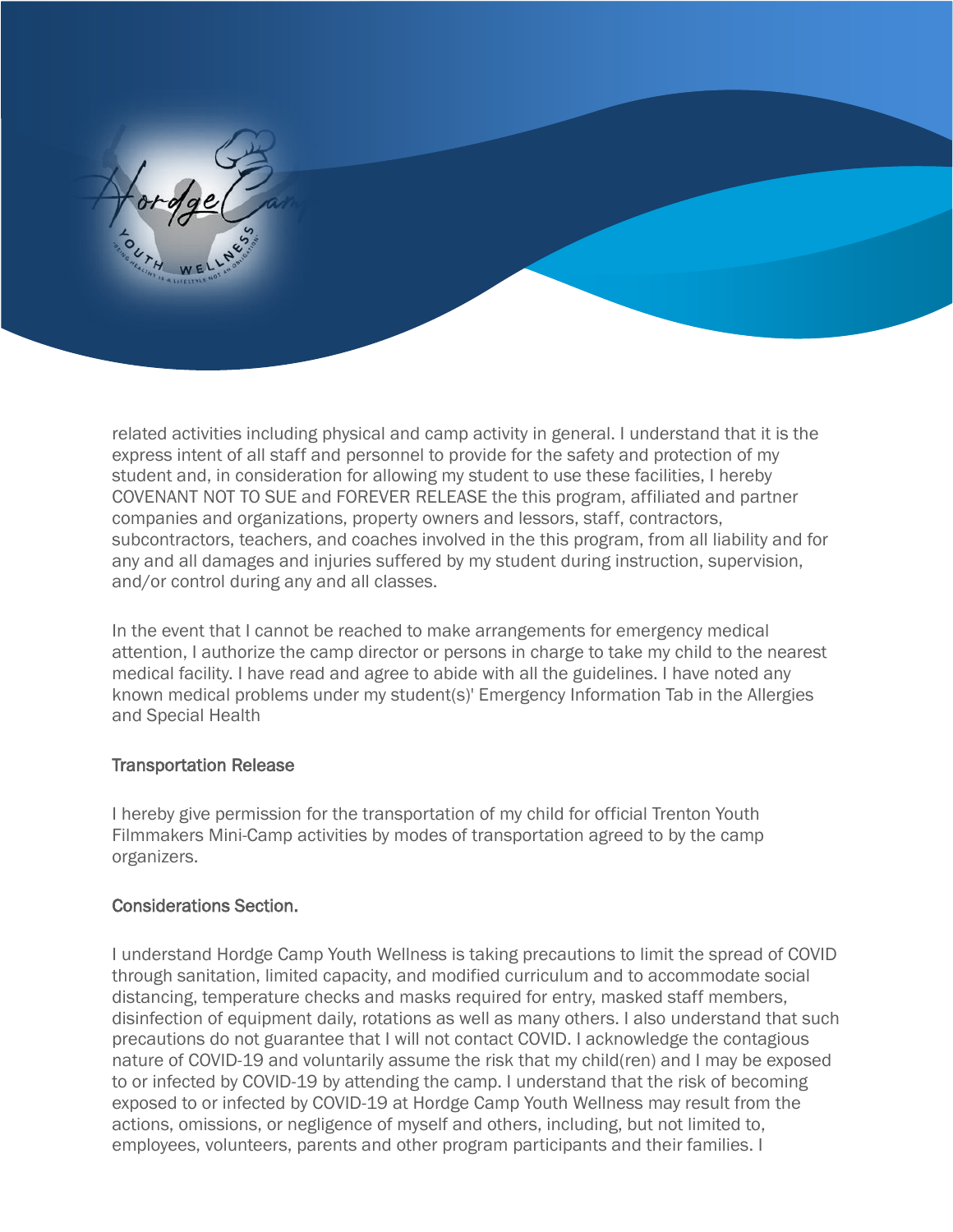related activities including physical and camp activity in general. I understand that it is the express intent of all staff and personnel to provide for the safety and protection of my student and, in consideration for allowing my student to use these facilities, I hereby COVENANT NOT TO SUE and FOREVER RELEASE the this program, affiliated and partner companies and organizations, property owners and lessors, staff, contractors, subcontractors, teachers, and coaches involved in the this program, from all liability and for any and all damages and injuries suffered by my student during instruction, supervision, and/or control during any and all classes.

In the event that I cannot be reached to make arrangements for emergency medical attention, I authorize the camp director or persons in charge to take my child to the nearest medical facility. I have read and agree to abide with all the guidelines. I have noted any known medical problems under my student(s)' Emergency Information Tab in the Allergies and Special Health

### Transportation Release

I hereby give permission for the transportation of my child for official Trenton Youth Filmmakers Mini-Camp activities by modes of transportation agreed to by the camp organizers.

### Considerations Section.

I understand Hordge Camp Youth Wellness is taking precautions to limit the spread of COVID through sanitation, limited capacity, and modified curriculum and to accommodate social distancing, temperature checks and masks required for entry, masked staff members, disinfection of equipment daily, rotations as well as many others. I also understand that such precautions do not guarantee that I will not contact COVID. I acknowledge the contagious nature of COVID-19 and voluntarily assume the risk that my child(ren) and I may be exposed to or infected by COVID-19 by attending the camp. I understand that the risk of becoming exposed to or infected by COVID-19 at Hordge Camp Youth Wellness may result from the actions, omissions, or negligence of myself and others, including, but not limited to, employees, volunteers, parents and other program participants and their families. I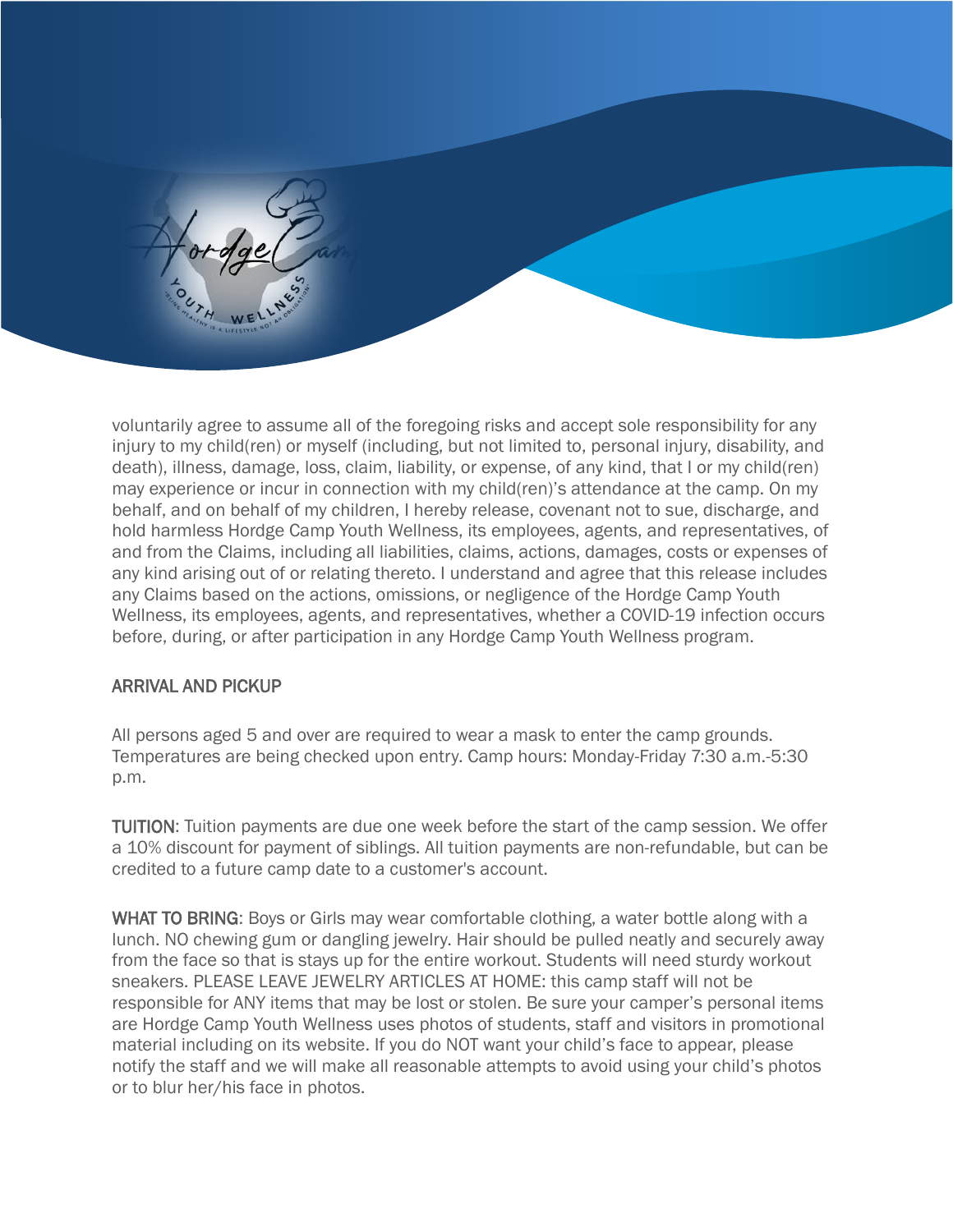voluntarily agree to assume all of the foregoing risks and accept sole responsibility for any injury to my child(ren) or myself (including, but not limited to, personal injury, disability, and death), illness, damage, loss, claim, liability, or expense, of any kind, that I or my child(ren) may experience or incur in connection with my child(ren)'s attendance at the camp. On my behalf, and on behalf of my children, I hereby release, covenant not to sue, discharge, and hold harmless Hordge Camp Youth Wellness, its employees, agents, and representatives, of and from the Claims, including all liabilities, claims, actions, damages, costs or expenses of any kind arising out of or relating thereto. I understand and agree that this release includes any Claims based on the actions, omissions, or negligence of the Hordge Camp Youth Wellness, its employees, agents, and representatives, whether a COVID-19 infection occurs before, during, or after participation in any Hordge Camp Youth Wellness program.

## ARRIVAL AND PICKUP

All persons aged 5 and over are required to wear a mask to enter the camp grounds. Temperatures are being checked upon entry. Camp hours: Monday-Friday 7:30 a.m.-5:30 p.m.

**TUITION**: Tuition payments are due one week before the start of the camp session. We offer a 10% discount for payment of siblings. All tuition payments are non-refundable, but can be credited to a future camp date to a customer's account.

**WHAT TO BRING**: Boys or Girls may wear comfortable clothing, a water bottle along with a lunch. NO chewing gum or dangling jewelry. Hair should be pulled neatly and securely away from the face so that is stays up for the entire workout. Students will need sturdy workout sneakers. PLEASE LEAVE JEWELRY ARTICLES AT HOME: this camp staff will not be responsible for ANY items that may be lost or stolen. Be sure your camper's personal items are Hordge Camp Youth Wellness uses photos of students, staff and visitors in promotional material including on its website. If you do NOT want your child's face to appear, please notify the staff and we will make all reasonable attempts to avoid using your child's photos or to blur her/his face in photos.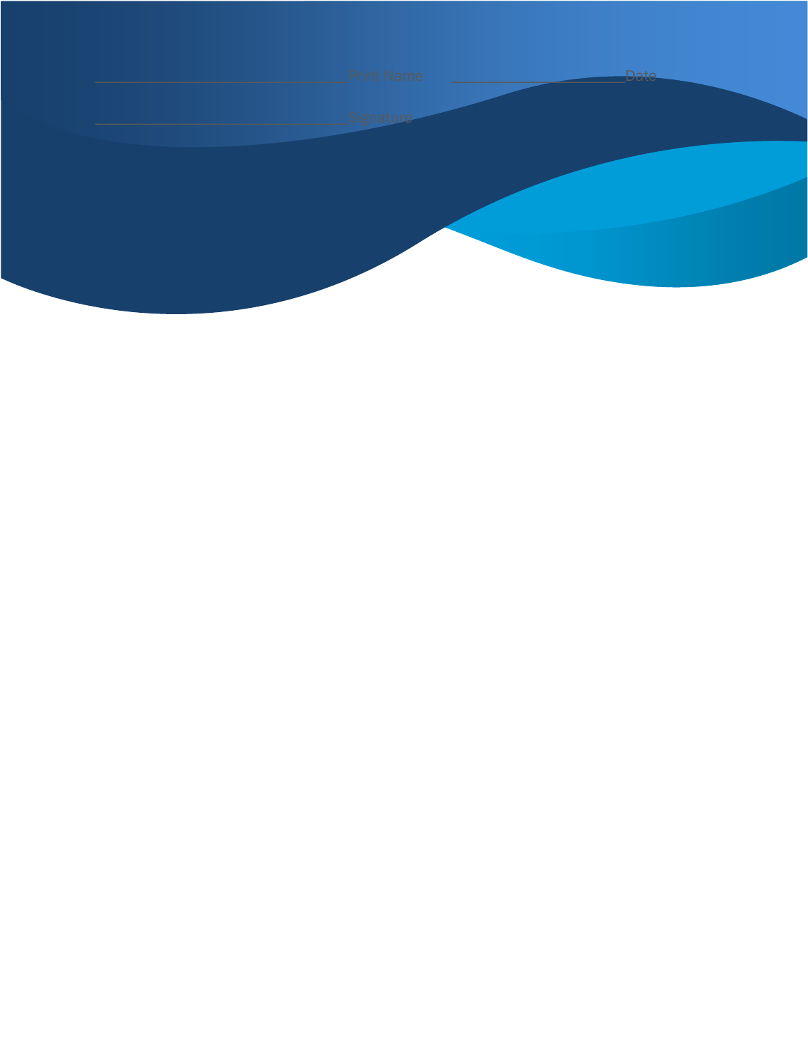____________________________Print Name ____________________Date

____________________________Signature